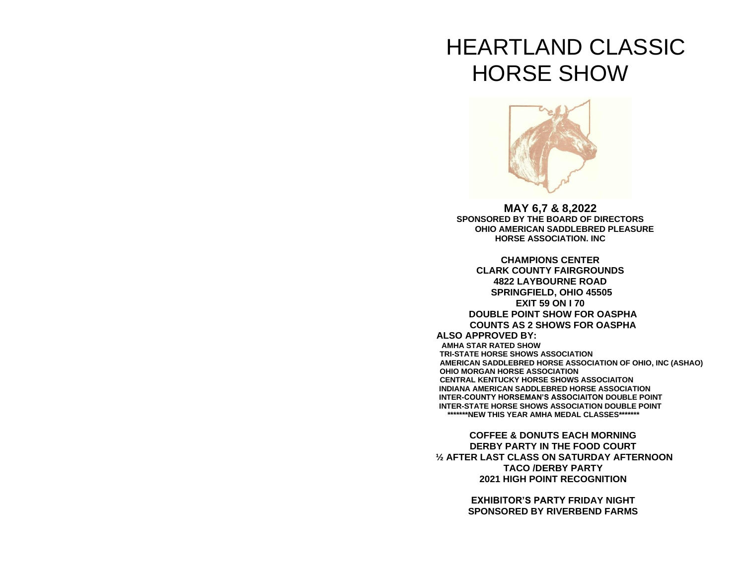# HEARTLAND CLASSIC HORSE SHOW

**MAY 6,7 & 8,2022**

**SPONSORED BY THE BOARD OF DIRECTORS**
**OHIO AMERICAN SADDLEBRED PLEASURE HORSE ASSOCIATION. INC**

**CHAMPIONS CENTER**
**CLARK COUNTY FAIRGROUNDS**
**4822 LAYBOURNE ROAD**
**SPRINGFIELD, OHIO 45505**
**EXIT 59 ON I 70**
**DOUBLE POINT SHOW FOR OASPHA**
**COUNTS AS 2 SHOWS FOR OASPHA**

**ALSO APPROVED BY:**

**AMHA STAR RATED SHOW**
**TRI-STATE HORSE SHOWS ASSOCIATION**
**AMERICAN SADDLEBRED HORSE ASSOCIATION OF OHIO, INC (ASHAO)**
**OHIO MORGAN HORSE ASSOCIATION**
**CENTRAL KENTUCKY HORSE SHOWS ASSOCIAITON**
**INDIANA AMERICAN SADDLEBRED HORSE ASSOCIATION**
**INTER-COUNTY HORSEMAN'S ASSOCIAITON DOUBLE POINT**
**INTER-STATE HORSE SHOWS ASSOCIATION DOUBLE POINT**
**\*\*\*\*\*\*\*NEW THIS YEAR AMHA MEDAL CLASSES\*\*\*\*\*\*\***

**COFFEE & DONUTS EACH MORNING**
**DERBY PARTY IN THE FOOD COURT**
**½ AFTER LAST CLASS ON SATURDAY AFTERNOON**
**TACO /DERBY PARTY**
**2021 HIGH POINT RECOGNITION**

**EXHIBITOR'S PARTY FRIDAY NIGHT**
**SPONSORED BY RIVERBEND FARMS**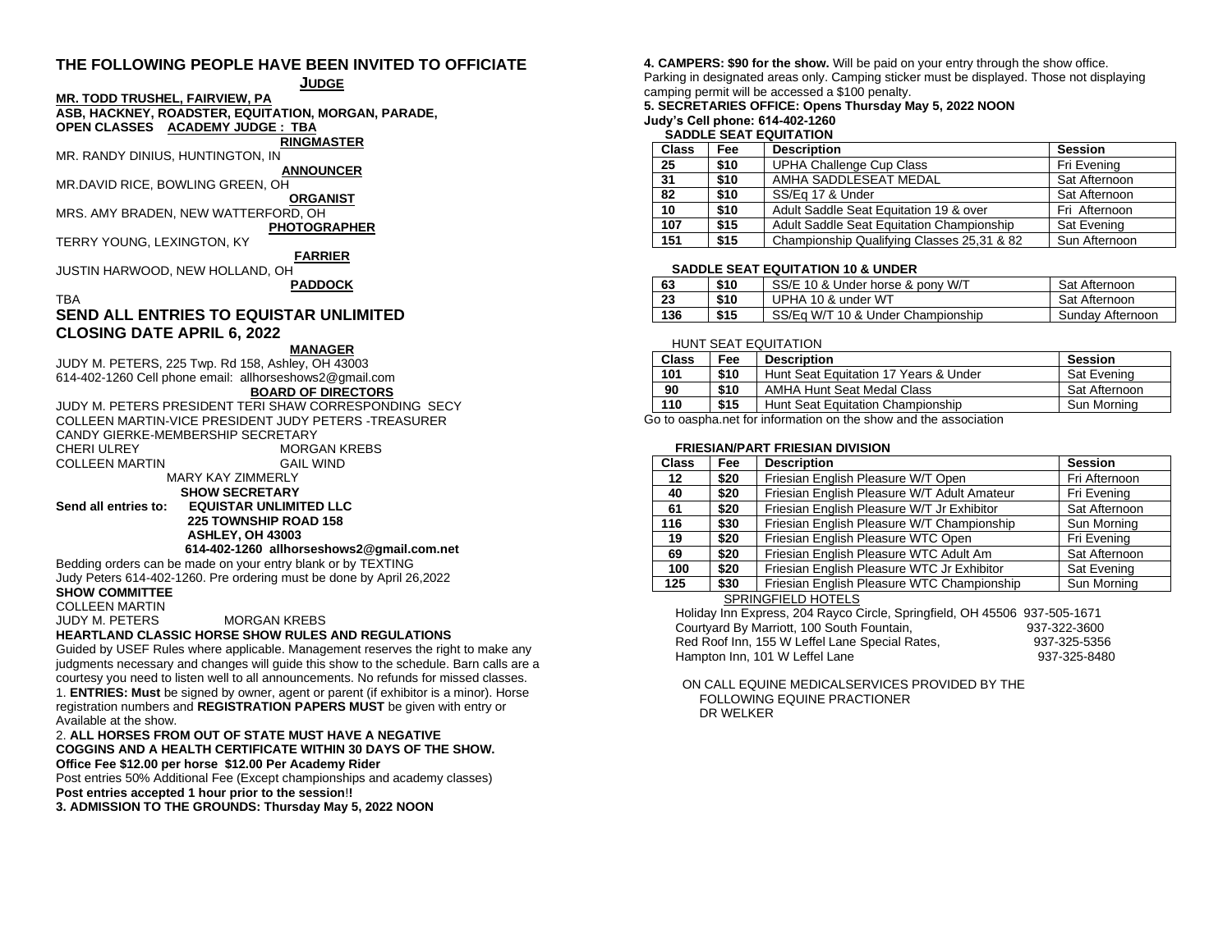## THE FOLLOWING PEOPLE HAVE BEEN INVITED TO OFFICIATE

**JUDGE**

**MR. TODD TRUSHEL, FAIRVIEW, PA**

**ASB, HACKNEY, ROADSTER, EQUITATION, MORGAN, PARADE, OPEN CLASSES ACADEMY JUDGE : TBA**

**RINGMASTER**

MR. RANDY DINIUS, HUNTINGTON, IN

**ANNOUNCER**

MR.DAVID RICE, BOWLING GREEN, OH

**ORGANIST**

MRS. AMY BRADEN, NEW WATTERFORD, OH

**PHOTOGRAPHER**

TERRY YOUNG, LEXINGTON, KY

**FARRIER**

JUSTIN HARWOOD, NEW HOLLAND, OH

**PADDOCK**

TBA

## SEND ALL ENTRIES TO EQUISTAR UNLIMITED
## CLOSING DATE APRIL 6, 2022

**MANAGER**

JUDY M. PETERS, 225 Twp. Rd 158, Ashley, OH 43003
614-402-1260 Cell phone email: allhorseshows2@gmail.com

**BOARD OF DIRECTORS**

JUDY M. PETERS PRESIDENT TERI SHAW CORRESPONDING SECY
COLLEEN MARTIN-VICE PRESIDENT JUDY PETERS -TREASURER
CANDY GIERKE-MEMBERSHIP SECRETARY
CHERI ULREY MORGAN KREBS
COLLEEN MARTIN GAIL WIND
MARY KAY ZIMMERLY

**SHOW SECRETARY**

**Send all entries to: EQUISTAR UNLIMITED LLC**
**225 TOWNSHIP ROAD 158**
**ASHLEY, OH 43003**
**614-402-1260 allhorseshows2@gmail.com.net**

Bedding orders can be made on your entry blank or by TEXTING Judy Peters 614-402-1260. Pre ordering must be done by April 26,2022

**SHOW COMMITTEE**

COLLEEN MARTIN
JUDY M. PETERS MORGAN KREBS

**HEARTLAND CLASSIC HORSE SHOW RULES AND REGULATIONS**

Guided by USEF Rules where applicable. Management reserves the right to make any judgments necessary and changes will guide this show to the schedule. Barn calls are a courtesy you need to listen well to all announcements. No refunds for missed classes.

1. **ENTRIES: Must** be signed by owner, agent or parent (if exhibitor is a minor). Horse registration numbers and **REGISTRATION PAPERS MUST** be given with entry or Available at the show.

2. **ALL HORSES FROM OUT OF STATE MUST HAVE A NEGATIVE COGGINS AND A HEALTH CERTIFICATE WITHIN 30 DAYS OF THE SHOW.**

**Office Fee $12.00 per horse $12.00 Per Academy Rider**

Post entries 50% Additional Fee (Except championships and academy classes)

**Post entries accepted 1 hour prior to the session!!**

3. **ADMISSION TO THE GROUNDS: Thursday May 5, 2022 NOON**

4. **CAMPERS: $90 for the show.** Will be paid on your entry through the show office. Parking in designated areas only. Camping sticker must be displayed. Those not displaying camping permit will be accessed a $100 penalty.

5. **SECRETARIES OFFICE: Opens Thursday May 5, 2022 NOON**

**Judy's Cell phone: 614-402-1260**

**SADDLE SEAT EQUITATION**

| Class | Fee | Description | Session |
|---|---|---|---|
| 25 | $10 | UPHA Challenge Cup Class | Fri Evening |
| 31 | $10 | AMHA SADDLESEAT MEDAL | Sat Afternoon |
| 82 | $10 | SS/Eq 17 & Under | Sat Afternoon |
| 10 | $10 | Adult Saddle Seat Equitation 19 & over | Fri Afternoon |
| 107 | $15 | Adult Saddle Seat Equitation Championship | Sat Evening |
| 151 | $15 | Championship Qualifying Classes 25,31 & 82 | Sun Afternoon |

**SADDLE SEAT EQUITATION 10 & UNDER**

| Class | Fee | Description | Session |
|---|---|---|---|
| 63 | $10 | SS/E 10 & Under horse & pony W/T | Sat Afternoon |
| 23 | $10 | UPHA 10 & under WT | Sat Afternoon |
| 136 | $15 | SS/Eq W/T 10 & Under Championship | Sunday Afternoon |

HUNT SEAT EQUITATION

| Class | Fee | Description | Session |
|---|---|---|---|
| 101 | $10 | Hunt Seat Equitation 17 Years & Under | Sat Evening |
| 90 | $10 | AMHA Hunt Seat Medal Class | Sat Afternoon |
| 110 | $15 | Hunt Seat Equitation Championship | Sun Morning |

Go to oaspha.net for information on the show and the association

**FRIESIAN/PART FRIESIAN DIVISION**

| Class | Fee | Description | Session |
|---|---|---|---|
| 12 | $20 | Friesian English Pleasure W/T Open | Fri Afternoon |
| 40 | $20 | Friesian English Pleasure W/T Adult Amateur | Fri Evening |
| 61 | $20 | Friesian English Pleasure W/T Jr Exhibitor | Sat Afternoon |
| 116 | $30 | Friesian English Pleasure W/T Championship | Sun Morning |
| 19 | $20 | Friesian English Pleasure WTC Open | Fri Evening |
| 69 | $20 | Friesian English Pleasure WTC Adult Am | Sat Afternoon |
| 100 | $20 | Friesian English Pleasure WTC Jr Exhibitor | Sat Evening |
| 125 | $30 | Friesian English Pleasure WTC Championship | Sun Morning |

SPRINGFIELD HOTELS

Holiday Inn Express, 204 Rayco Circle, Springfield, OH 45506 937-505-1671
Courtyard By Marriott, 100 South Fountain, 937-322-3600
Red Roof Inn, 155 W Leffel Lane Special Rates, 937-325-5356
Hampton Inn, 101 W Leffel Lane 937-325-8480

ON CALL EQUINE MEDICALSERVICES PROVIDED BY THE FOLLOWING EQUINE PRACTIONER
DR WELKER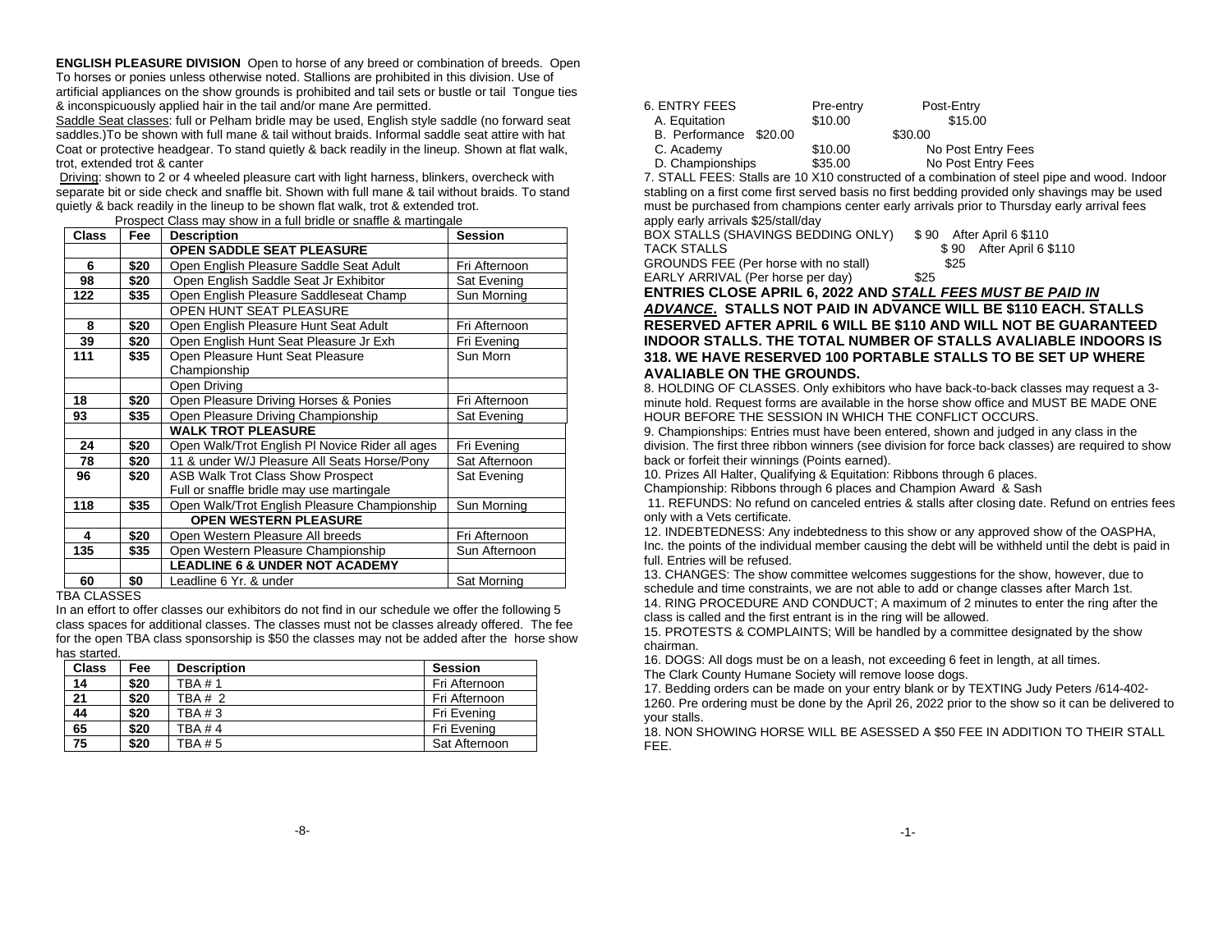**ENGLISH PLEASURE DIVISION** Open to horse of any breed or combination of breeds. Open To horses or ponies unless otherwise noted. Stallions are prohibited in this division. Use of artificial appliances on the show grounds is prohibited and tail sets or bustle or tail Tongue ties & inconspicuously applied hair in the tail and/or mane Are permitted.

Saddle Seat classes: full or Pelham bridle may be used, English style saddle (no forward seat saddles.)To be shown with full mane & tail without braids. Informal saddle seat attire with hat Coat or protective headgear. To stand quietly & back readily in the lineup. Shown at flat walk, trot, extended trot & canter

Driving: shown to 2 or 4 wheeled pleasure cart with light harness, blinkers, overcheck with separate bit or side check and snaffle bit. Shown with full mane & tail without braids. To stand quietly & back readily in the lineup to be shown flat walk, trot & extended trot.

Prospect Class may show in a full bridle or snaffle & martingale

| Class | Fee | Description | Session |
|---|---|---|---|
| | | **OPEN SADDLE SEAT PLEASURE** | |
| 6 | $20 | Open English Pleasure Saddle Seat Adult | Fri Afternoon |
| 98 | $20 | Open English Saddle Seat Jr Exhibitor | Sat Evening |
| 122 | $35 | Open English Pleasure Saddleseat Champ | Sun Morning |
| | | OPEN HUNT SEAT PLEASURE | |
| 8 | $20 | Open English Pleasure Hunt Seat Adult | Fri Afternoon |
| 39 | $20 | Open English Hunt Seat Pleasure Jr Exh | Fri Evening |
| 111 | $35 | Open Pleasure Hunt Seat Pleasure Championship | Sun Morn |
| | | Open Driving | |
| 18 | $20 | Open Pleasure Driving Horses & Ponies | Fri Afternoon |
| 93 | $35 | Open Pleasure Driving Championship | Sat Evening |
| | | **WALK TROT PLEASURE** | |
| 24 | $20 | Open Walk/Trot English Pl Novice Rider all ages | Fri Evening |
| 78 | $20 | 11 & under W/J Pleasure All Seats Horse/Pony | Sat Afternoon |
| 96 | $20 | ASB Walk Trot Class Show Prospect Full or snaffle bridle may use martingale | Sat Evening |
| 118 | $35 | Open Walk/Trot English Pleasure Championship | Sun Morning |
| | | **OPEN WESTERN PLEASURE** | |
| 4 | $20 | Open Western Pleasure All breeds | Fri Afternoon |
| 135 | $35 | Open Western Pleasure Championship | Sun Afternoon |
| | | **LEADLINE 6 & UNDER NOT ACADEMY** | |
| 60 | $0 | Leadline 6 Yr. & under | Sat Morning |

TBA CLASSES

In an effort to offer classes our exhibitors do not find in our schedule we offer the following 5 class spaces for additional classes. The classes must not be classes already offered. The fee for the open TBA class sponsorship is $50 the classes may not be added after the horse show has started.

| Class | Fee | Description | Session |
|---|---|---|---|
| 14 | $20 | TBA # 1 | Fri Afternoon |
| 21 | $20 | TBA # 2 | Fri Afternoon |
| 44 | $20 | TBA # 3 | Fri Evening |
| 65 | $20 | TBA # 4 | Fri Evening |
| 75 | $20 | TBA # 5 | Sat Afternoon |

6. ENTRY FEES

| | Pre-entry | Post-Entry |
|---|---|---|
| A. Equitation | $10.00 | $15.00 |
| B. Performance | $20.00 | $30.00 |
| C. Academy | $10.00 | No Post Entry Fees |
| D. Championships | $35.00 | No Post Entry Fees |

7. STALL FEES: Stalls are 10 X10 constructed of a combination of steel pipe and wood. Indoor stabling on a first come first served basis no first bedding provided only shavings may be used must be purchased from champions center early arrivals prior to Thursday early arrival fees apply early arrivals $25/stall/day

| | | |
|---|---|---|
| BOX STALLS (SHAVINGS BEDDING ONLY) | $ 90 | After April 6 $110 |
| TACK STALLS | $ 90 | After April 6 $110 |
| GROUNDS FEE (Per horse with no stall) | $25 | |
| EARLY ARRIVAL (Per horse per day) | $25 | |

**ENTRIES CLOSE APRIL 6, 2022 AND *STALL FEES MUST BE PAID IN ADVANCE*. STALLS NOT PAID IN ADVANCE WILL BE $110 EACH. STALLS RESERVED AFTER APRIL 6 WILL BE $110 AND WILL NOT BE GUARANTEED INDOOR STALLS. THE TOTAL NUMBER OF STALLS AVALIABLE INDOORS IS 318. WE HAVE RESERVED 100 PORTABLE STALLS TO BE SET UP WHERE AVALIABLE ON THE GROUNDS.**

8. HOLDING OF CLASSES. Only exhibitors who have back-to-back classes may request a 3-minute hold. Request forms are available in the horse show office and MUST BE MADE ONE HOUR BEFORE THE SESSION IN WHICH THE CONFLICT OCCURS.

9. Championships: Entries must have been entered, shown and judged in any class in the division. The first three ribbon winners (see division for force back classes) are required to show back or forfeit their winnings (Points earned).

10. Prizes All Halter, Qualifying & Equitation: Ribbons through 6 places.
Championship: Ribbons through 6 places and Champion Award & Sash

11. REFUNDS: No refund on canceled entries & stalls after closing date. Refund on entries fees only with a Vets certificate.

12. INDEBTEDNESS: Any indebtedness to this show or any approved show of the OASPHA, Inc. the points of the individual member causing the debt will be withheld until the debt is paid in full. Entries will be refused.

13. CHANGES: The show committee welcomes suggestions for the show, however, due to schedule and time constraints, we are not able to add or change classes after March 1st.

14. RING PROCEDURE AND CONDUCT; A maximum of 2 minutes to enter the ring after the class is called and the first entrant is in the ring will be allowed.

15. PROTESTS & COMPLAINTS; Will be handled by a committee designated by the show chairman.

16. DOGS: All dogs must be on a leash, not exceeding 6 feet in length, at all times.
The Clark County Humane Society will remove loose dogs.

17. Bedding orders can be made on your entry blank or by TEXTING Judy Peters /614-402-1260. Pre ordering must be done by the April 26, 2022 prior to the show so it can be delivered to your stalls.

18. NON SHOWING HORSE WILL BE ASESSED A $50 FEE IN ADDITION TO THEIR STALL FEE.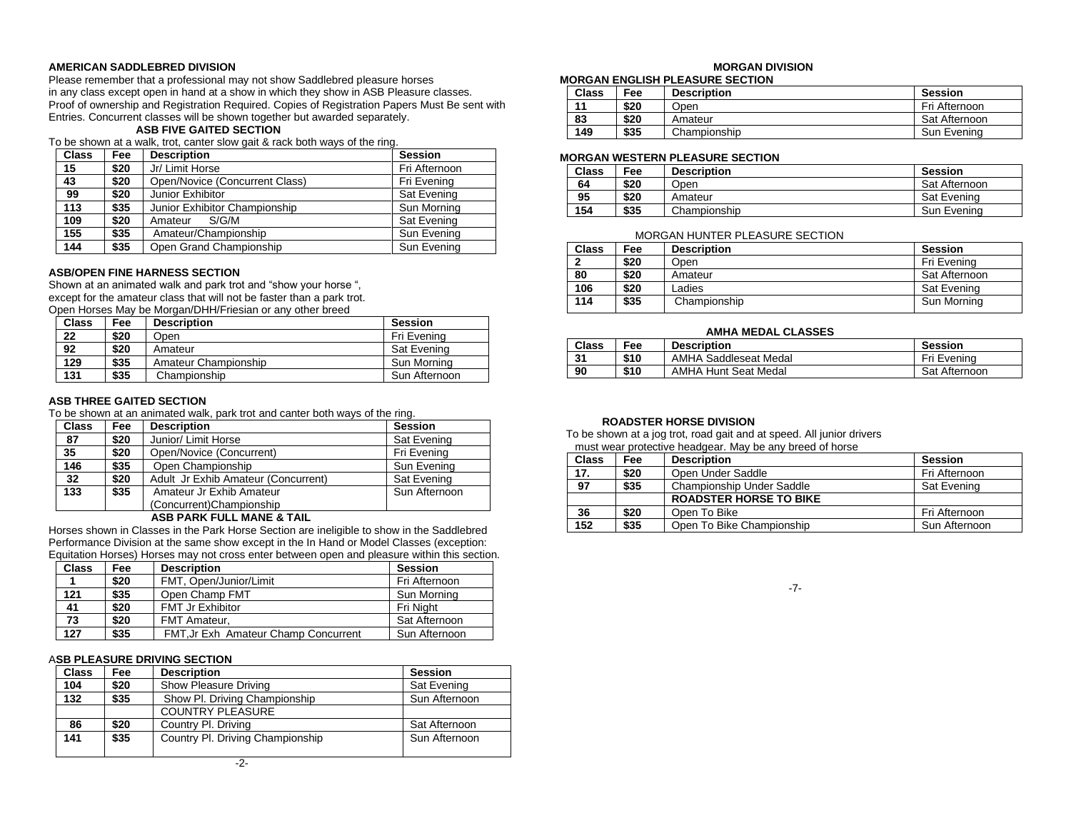## AMERICAN SADDLEBRED DIVISION

Please remember that a professional may not show Saddlebred pleasure horses in any class except open in hand at a show in which they show in ASB Pleasure classes. Proof of ownership and Registration Required. Copies of Registration Papers Must Be sent with Entries. Concurrent classes will be shown together but awarded separately.

### ASB FIVE GAITED SECTION

To be shown at a walk, trot, canter slow gait & rack both ways of the ring.

| Class | Fee | Description | Session |
|---|---|---|---|
| 15 | $20 | Jr/ Limit Horse | Fri Afternoon |
| 43 | $20 | Open/Novice (Concurrent Class) | Fri Evening |
| 99 | $20 | Junior Exhibitor | Sat Evening |
| 113 | $35 | Junior Exhibitor Championship | Sun Morning |
| 109 | $20 | Amateur S/G/M | Sat Evening |
| 155 | $35 | Amateur/Championship | Sun Evening |
| 144 | $35 | Open Grand Championship | Sun Evening |

### ASB/OPEN FINE HARNESS SECTION

Shown at an animated walk and park trot and "show your horse ", except for the amateur class that will not be faster than a park trot. Open Horses May be Morgan/DHH/Friesian or any other breed

| Class | Fee | Description | Session |
|---|---|---|---|
| 22 | $20 | Open | Fri Evening |
| 92 | $20 | Amateur | Sat Evening |
| 129 | $35 | Amateur Championship | Sun Morning |
| 131 | $35 | Championship | Sun Afternoon |

### ASB THREE GAITED SECTION

To be shown at an animated walk, park trot and canter both ways of the ring.

| Class | Fee | Description | Session |
|---|---|---|---|
| 87 | $20 | Junior/ Limit Horse | Sat Evening |
| 35 | $20 | Open/Novice (Concurrent) | Fri Evening |
| 146 | $35 | Open Championship | Sun Evening |
| 32 | $20 | Adult Jr Exhib Amateur (Concurrent) | Sat Evening |
| 133 | $35 | Amateur Jr Exhib Amateur (Concurrent)Championship | Sun Afternoon |

### ASB PARK FULL MANE & TAIL

Horses shown in Classes in the Park Horse Section are ineligible to show in the Saddlebred Performance Division at the same show except in the In Hand or Model Classes (exception: Equitation Horses) Horses may not cross enter between open and pleasure within this section.

| Class | Fee | Description | Session |
|---|---|---|---|
| 1 | $20 | FMT, Open/Junior/Limit | Fri Afternoon |
| 121 | $35 | Open Champ FMT | Sun Morning |
| 41 | $20 | FMT Jr Exhibitor | Fri Night |
| 73 | $20 | FMT Amateur, | Sat Afternoon |
| 127 | $35 | FMT,Jr Exh Amateur Champ Concurrent | Sun Afternoon |

### ASB PLEASURE DRIVING SECTION

| Class | Fee | Description | Session |
|---|---|---|---|
| 104 | $20 | Show Pleasure Driving | Sat Evening |
| 132 | $35 | Show Pl. Driving Championship | Sun Afternoon |
| | | COUNTRY PLEASURE | |
| 86 | $20 | Country Pl. Driving | Sat Afternoon |
| 141 | $35 | Country Pl. Driving Championship | Sun Afternoon |

## MORGAN DIVISION

### MORGAN ENGLISH PLEASURE SECTION

| Class | Fee | Description | Session |
|---|---|---|---|
| 11 | $20 | Open | Fri Afternoon |
| 83 | $20 | Amateur | Sat Afternoon |
| 149 | $35 | Championship | Sun Evening |

### MORGAN WESTERN PLEASURE SECTION

| Class | Fee | Description | Session |
|---|---|---|---|
| 64 | $20 | Open | Sat Afternoon |
| 95 | $20 | Amateur | Sat Evening |
| 154 | $35 | Championship | Sun Evening |

### MORGAN HUNTER PLEASURE SECTION

| Class | Fee | Description | Session |
|---|---|---|---|
| 2 | $20 | Open | Fri Evening |
| 80 | $20 | Amateur | Sat Afternoon |
| 106 | $20 | Ladies | Sat Evening |
| 114 | $35 | Championship | Sun Morning |

### AMHA MEDAL CLASSES

| Class | Fee | Description | Session |
|---|---|---|---|
| 31 | $10 | AMHA Saddleseat Medal | Fri Evening |
| 90 | $10 | AMHA Hunt Seat Medal | Sat Afternoon |

## ROADSTER HORSE DIVISION

To be shown at a jog trot, road gait and at speed. All junior drivers must wear protective headgear. May be any breed of horse

| Class | Fee | Description | Session |
|---|---|---|---|
| 17. | $20 | Open Under Saddle | Fri Afternoon |
| 97 | $35 | Championship Under Saddle | Sat Evening |
| | | **ROADSTER HORSE TO BIKE** | |
| 36 | $20 | Open To Bike | Fri Afternoon |
| 152 | $35 | Open To Bike Championship | Sun Afternoon |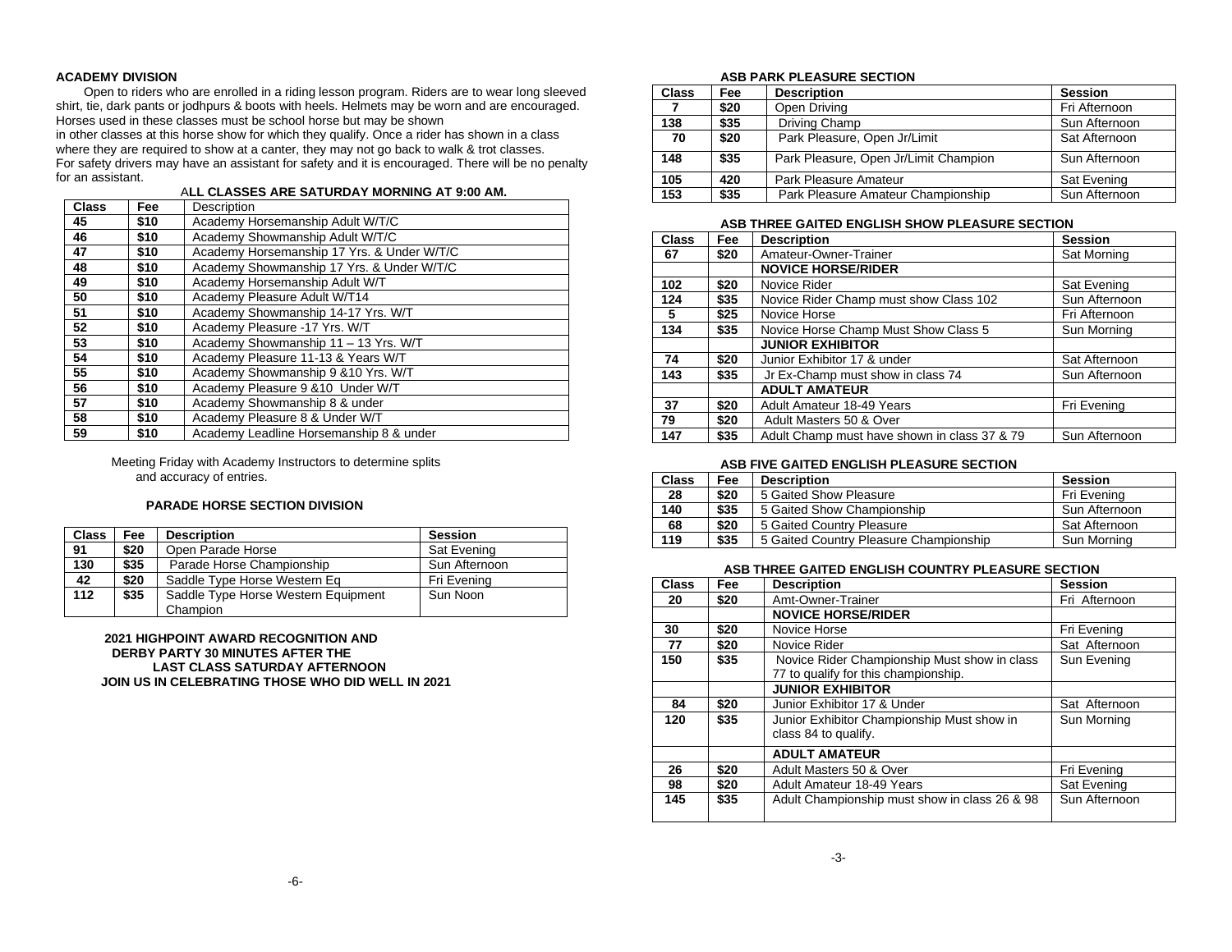## ACADEMY DIVISION

Open to riders who are enrolled in a riding lesson program. Riders are to wear long sleeved shirt, tie, dark pants or jodhpurs & boots with heels. Helmets may be worn and are encouraged. Horses used in these classes must be school horse but may be shown in other classes at this horse show for which they qualify. Once a rider has shown in a class where they are required to show at a canter, they may not go back to walk & trot classes. For safety drivers may have an assistant for safety and it is encouraged. There will be no penalty for an assistant.

**ALL CLASSES ARE SATURDAY MORNING AT 9:00 AM.**

| Class | Fee | Description |
|---|---|---|
| 45 | $10 | Academy Horsemanship Adult W/T/C |
| 46 | $10 | Academy Showmanship Adult W/T/C |
| 47 | $10 | Academy Horsemanship 17 Yrs. & Under W/T/C |
| 48 | $10 | Academy Showmanship 17 Yrs. & Under W/T/C |
| 49 | $10 | Academy Horsemanship Adult W/T |
| 50 | $10 | Academy Pleasure Adult W/T14 |
| 51 | $10 | Academy Showmanship 14-17 Yrs. W/T |
| 52 | $10 | Academy Pleasure -17 Yrs. W/T |
| 53 | $10 | Academy Showmanship 11 – 13 Yrs. W/T |
| 54 | $10 | Academy Pleasure 11-13 & Years W/T |
| 55 | $10 | Academy Showmanship 9 &10 Yrs. W/T |
| 56 | $10 | Academy Pleasure 9 &10 Under W/T |
| 57 | $10 | Academy Showmanship 8 & under |
| 58 | $10 | Academy Pleasure 8 & Under W/T |
| 59 | $10 | Academy Leadline Horsemanship 8 & under |

Meeting Friday with Academy Instructors to determine splits and accuracy of entries.

### PARADE HORSE SECTION DIVISION

| Class | Fee | Description | Session |
|---|---|---|---|
| 91 | $20 | Open Parade Horse | Sat Evening |
| 130 | $35 | Parade Horse Championship | Sun Afternoon |
| 42 | $20 | Saddle Type Horse Western Eq | Fri Evening |
| 112 | $35 | Saddle Type Horse Western Equipment Champion | Sun Noon |

**2021 HIGHPOINT AWARD RECOGNITION AND DERBY PARTY 30 MINUTES AFTER THE LAST CLASS SATURDAY AFTERNOON JOIN US IN CELEBRATING THOSE WHO DID WELL IN 2021**

### ASB PARK PLEASURE SECTION

| Class | Fee | Description | Session |
|---|---|---|---|
| 7 | $20 | Open Driving | Fri Afternoon |
| 138 | $35 | Driving Champ | Sun Afternoon |
| 70 | $20 | Park Pleasure, Open Jr/Limit | Sat Afternoon |
| 148 | $35 | Park Pleasure, Open Jr/Limit Champion | Sun Afternoon |
| 105 | 420 | Park Pleasure Amateur | Sat Evening |
| 153 | $35 | Park Pleasure Amateur Championship | Sun Afternoon |

### ASB THREE GAITED ENGLISH SHOW PLEASURE SECTION

| Class | Fee | Description | Session |
|---|---|---|---|
| 67 | $20 | Amateur-Owner-Trainer | Sat Morning |
| | | **NOVICE HORSE/RIDER** | |
| 102 | $20 | Novice Rider | Sat Evening |
| 124 | $35 | Novice Rider Champ must show Class 102 | Sun Afternoon |
| 5 | $25 | Novice Horse | Fri Afternoon |
| 134 | $35 | Novice Horse Champ Must Show Class 5 | Sun Morning |
| | | **JUNIOR EXHIBITOR** | |
| 74 | $20 | Junior Exhibitor 17 & under | Sat Afternoon |
| 143 | $35 | Jr Ex-Champ must show in class 74 | Sun Afternoon |
| | | **ADULT AMATEUR** | |
| 37 | $20 | Adult Amateur 18-49 Years | Fri Evening |
| 79 | $20 | Adult Masters 50 & Over | |
| 147 | $35 | Adult Champ must have shown in class 37 & 79 | Sun Afternoon |

### ASB FIVE GAITED ENGLISH PLEASURE SECTION

| Class | Fee | Description | Session |
|---|---|---|---|
| 28 | $20 | 5 Gaited Show Pleasure | Fri Evening |
| 140 | $35 | 5 Gaited Show Championship | Sun Afternoon |
| 68 | $20 | 5 Gaited Country Pleasure | Sat Afternoon |
| 119 | $35 | 5 Gaited Country Pleasure Championship | Sun Morning |

### ASB THREE GAITED ENGLISH COUNTRY PLEASURE SECTION

| Class | Fee | Description | Session |
|---|---|---|---|
| 20 | $20 | Amt-Owner-Trainer | Fri Afternoon |
| | | **NOVICE HORSE/RIDER** | |
| 30 | $20 | Novice Horse | Fri Evening |
| 77 | $20 | Novice Rider | Sat Afternoon |
| 150 | $35 | Novice Rider Championship Must show in class 77 to qualify for this championship. | Sun Evening |
| | | **JUNIOR EXHIBITOR** | |
| 84 | $20 | Junior Exhibitor 17 & Under | Sat Afternoon |
| 120 | $35 | Junior Exhibitor Championship Must show in class 84 to qualify. | Sun Morning |
| | | **ADULT AMATEUR** | |
| 26 | $20 | Adult Masters 50 & Over | Fri Evening |
| 98 | $20 | Adult Amateur 18-49 Years | Sat Evening |
| 145 | $35 | Adult Championship must show in class 26 & 98 | Sun Afternoon |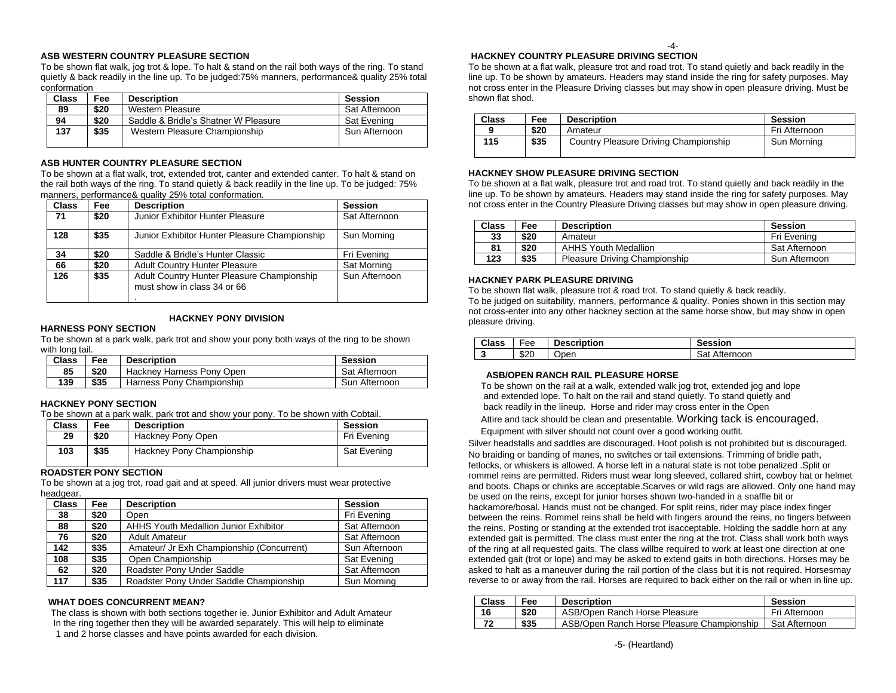## ASB WESTERN COUNTRY PLEASURE SECTION

To be shown flat walk, jog trot & lope. To halt & stand on the rail both ways of the ring. To stand quietly & back readily in the line up. To be judged:75% manners, performance& quality 25% total conformation

| Class | Fee | Description | Session |
|---|---|---|---|
| 89 | $20 | Western Pleasure | Sat Afternoon |
| 94 | $20 | Saddle & Bridle's Shatner W Pleasure | Sat Evening |
| 137 | $35 | Western Pleasure Championship | Sun Afternoon |

## ASB HUNTER COUNTRY PLEASURE SECTION

To be shown at a flat walk, trot, extended trot, canter and extended canter. To halt & stand on the rail both ways of the ring. To stand quietly & back readily in the line up. To be judged: 75% manners, performance& quality 25% total conformation.

| Class | Fee | Description | Session |
|---|---|---|---|
| 71 | $20 | Junior Exhibitor Hunter Pleasure | Sat Afternoon |
| 128 | $35 | Junior Exhibitor Hunter Pleasure Championship | Sun Morning |
| 34 | $20 | Saddle & Bridle's Hunter Classic | Fri Evening |
| 66 | $20 | Adult Country Hunter Pleasure | Sat Morning |
| 126 | $35 | Adult Country Hunter Pleasure Championship must show in class 34 or 66 . | Sun Afternoon |

## HACKNEY PONY DIVISION

### HARNESS PONY SECTION

To be shown at a park walk, park trot and show your pony both ways of the ring to be shown with long tail.

| Class | Fee | Description | Session |
|---|---|---|---|
| 85 | $20 | Hackney Harness Pony Open | Sat Afternoon |
| 139 | $35 | Harness Pony Championship | Sun Afternoon |

### HACKNEY PONY SECTION

To be shown at a park walk, park trot and show your pony. To be shown with Cobtail.

| Class | Fee | Description | Session |
|---|---|---|---|
| 29 | $20 | Hackney Pony Open | Fri Evening |
| 103 | $35 | Hackney Pony Championship | Sat Evening |

### ROADSTER PONY SECTION

To be shown at a jog trot, road gait and at speed. All junior drivers must wear protective headgear.

| Class | Fee | Description | Session |
|---|---|---|---|
| 38 | $20 | Open | Fri Evening |
| 88 | $20 | AHHS Youth Medallion Junior Exhibitor | Sat Afternoon |
| 76 | $20 | Adult Amateur | Sat Afternoon |
| 142 | $35 | Amateur/ Jr Exh Championship (Concurrent) | Sun Afternoon |
| 108 | $35 | Open Championship | Sat Evening |
| 62 | $20 | Roadster Pony Under Saddle | Sat Afternoon |
| 117 | $35 | Roadster Pony Under Saddle Championship | Sun Morning |

### WHAT DOES CONCURRENT MEAN?

The class is shown with both sections together ie. Junior Exhibitor and Adult Amateur In the ring together then they will be awarded separately. This will help to eliminate 1 and 2 horse classes and have points awarded for each division.

## HACKNEY COUNTRY PLEASURE DRIVING SECTION

To be shown at a flat walk, pleasure trot and road trot. To stand quietly and back readily in the line up. To be shown by amateurs. Headers may stand inside the ring for safety purposes. May not cross enter in the Pleasure Driving classes but may show in open pleasure driving. Must be shown flat shod.

| Class | Fee | Description | Session |
|---|---|---|---|
| 9 | $20 | Amateur | Fri Afternoon |
| 115 | $35 | Country Pleasure Driving Championship | Sun Morning |

## HACKNEY SHOW PLEASURE DRIVING SECTION

To be shown at a flat walk, pleasure trot and road trot. To stand quietly and back readily in the line up. To be shown by amateurs. Headers may stand inside the ring for safety purposes. May not cross enter in the Country Pleasure Driving classes but may show in open pleasure driving.

| Class | Fee | Description | Session |
|---|---|---|---|
| 33 | $20 | Amateur | Fri Evening |
| 81 | $20 | AHHS Youth Medallion | Sat Afternoon |
| 123 | $35 | Pleasure Driving Championship | Sun Afternoon |

## HACKNEY PARK PLEASURE DRIVING

To be shown flat walk, pleasure trot & road trot. To stand quietly & back readily.
To be judged on suitability, manners, performance & quality. Ponies shown in this section may not cross-enter into any other hackney section at the same horse show, but may show in open pleasure driving.

| Class | Fee | Description | Session |
|---|---|---|---|
| 3 | $20 | Open | Sat Afternoon |

## ASB/OPEN RANCH RAIL PLEASURE HORSE

To be shown on the rail at a walk, extended walk jog trot, extended jog and lope and extended lope. To halt on the rail and stand quietly. To stand quietly and back readily in the lineup. Horse and rider may cross enter in the Open

Attire and tack should be clean and presentable. Working tack is encouraged.

Equipment with silver should not count over a good working outfit.

Silver headstalls and saddles are discouraged. Hoof polish is not prohibited but is discouraged. No braiding or banding of manes, no switches or tail extensions. Trimming of bridle path, fetlocks, or whiskers is allowed. A horse left in a natural state is not tobe penalized .Split or rommel reins are permitted. Riders must wear long sleeved, collared shirt, cowboy hat or helmet and boots. Chaps or chinks are acceptable.Scarves or wild rags are allowed. Only one hand may be used on the reins, except for junior horses shown two-handed in a snaffle bit or hackamore/bosal. Hands must not be changed. For split reins, rider may place index finger between the reins. Rommel reins shall be held with fingers around the reins, no fingers between the reins. Posting or standing at the extended trot isacceptable. Holding the saddle horn at any extended gait is permitted. The class must enter the ring at the trot. Class shall work both ways of the ring at all requested gaits. The class willbe required to work at least one direction at one extended gait (trot or lope) and may be asked to extend gaits in both directions. Horses may be asked to halt as a maneuver during the rail portion of the class but it is not required. Horsesmay reverse to or away from the rail. Horses are required to back either on the rail or when in line up.

| Class | Fee | Description | Session |
|---|---|---|---|
| 16 | $20 | ASB/Open Ranch Horse Pleasure | Fri Afternoon |
| 72 | $35 | ASB/Open Ranch Horse Pleasure Championship | Sat Afternoon |